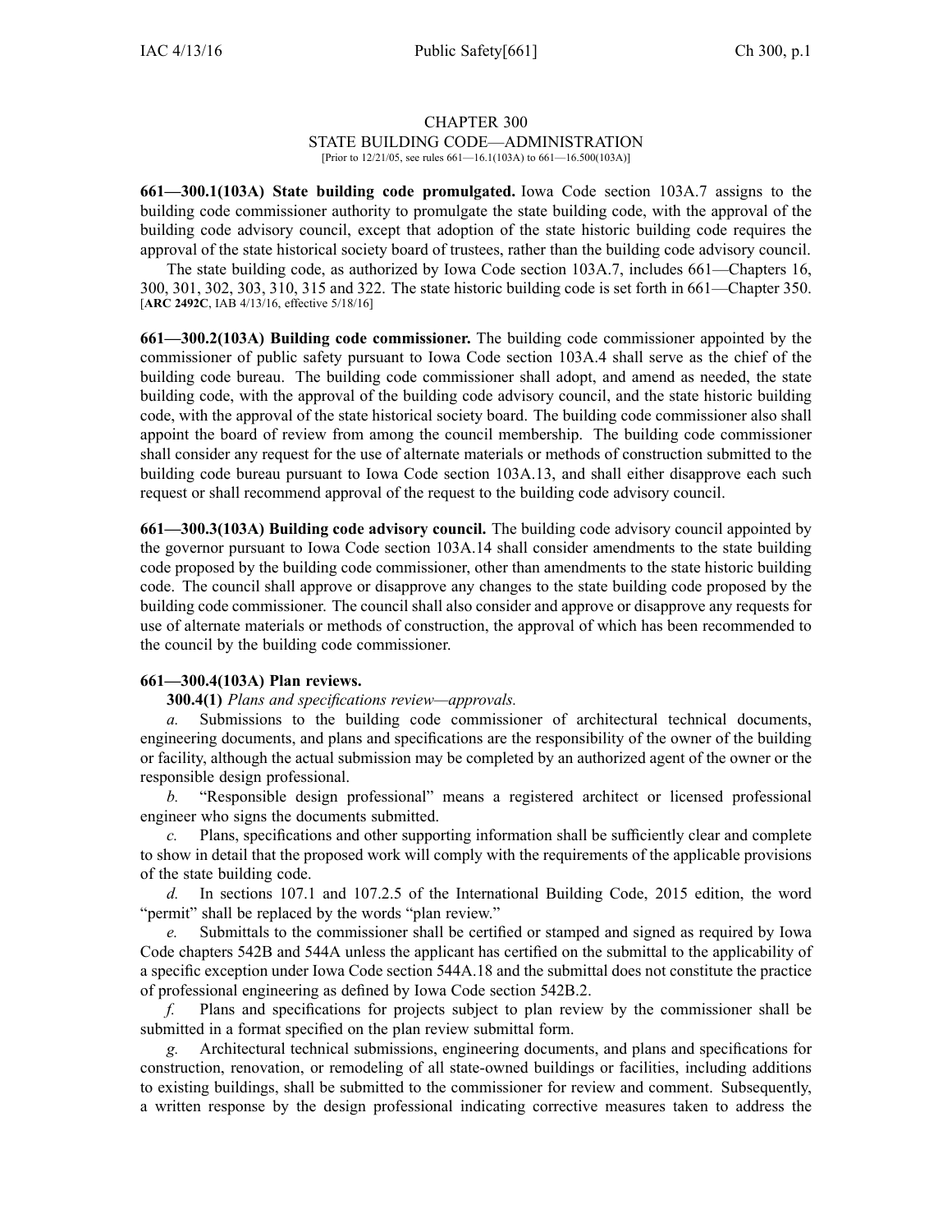# CHAPTER 300
## STATE BUILDING CODE—ADMINISTRATION
[Prior to 12/21/05, see rules 661—16.1(103A) to 661—16.500(103A)]

**661—300.1(103A) State building code promulgated.** Iowa Code section 103A.7 assigns to the building code commissioner authority to promulgate the state building code, with the approval of the building code advisory council, except that adoption of the state historic building code requires the approval of the state historical society board of trustees, rather than the building code advisory council.

The state building code, as authorized by Iowa Code section 103A.7, includes 661—Chapters 16, 300, 301, 302, 303, 310, 315 and 322. The state historic building code is set forth in 661—Chapter 350.
[**ARC 2492C**, IAB 4/13/16, effective 5/18/16]

**661—300.2(103A) Building code commissioner.** The building code commissioner appointed by the commissioner of public safety pursuant to Iowa Code section 103A.4 shall serve as the chief of the building code bureau. The building code commissioner shall adopt, and amend as needed, the state building code, with the approval of the building code advisory council, and the state historic building code, with the approval of the state historical society board. The building code commissioner also shall appoint the board of review from among the council membership. The building code commissioner shall consider any request for the use of alternate materials or methods of construction submitted to the building code bureau pursuant to Iowa Code section 103A.13, and shall either disapprove each such request or shall recommend approval of the request to the building code advisory council.

**661—300.3(103A) Building code advisory council.** The building code advisory council appointed by the governor pursuant to Iowa Code section 103A.14 shall consider amendments to the state building code proposed by the building code commissioner, other than amendments to the state historic building code. The council shall approve or disapprove any changes to the state building code proposed by the building code commissioner. The council shall also consider and approve or disapprove any requests for use of alternate materials or methods of construction, the approval of which has been recommended to the council by the building code commissioner.

**661—300.4(103A) Plan reviews.**

**300.4(1)** *Plans and specifications review—approvals.*

*a.* Submissions to the building code commissioner of architectural technical documents, engineering documents, and plans and specifications are the responsibility of the owner of the building or facility, although the actual submission may be completed by an authorized agent of the owner or the responsible design professional.

*b.* "Responsible design professional" means a registered architect or licensed professional engineer who signs the documents submitted.

*c.* Plans, specifications and other supporting information shall be sufficiently clear and complete to show in detail that the proposed work will comply with the requirements of the applicable provisions of the state building code.

*d.* In sections 107.1 and 107.2.5 of the International Building Code, 2015 edition, the word "permit" shall be replaced by the words "plan review."

*e.* Submittals to the commissioner shall be certified or stamped and signed as required by Iowa Code chapters 542B and 544A unless the applicant has certified on the submittal to the applicability of a specific exception under Iowa Code section 544A.18 and the submittal does not constitute the practice of professional engineering as defined by Iowa Code section 542B.2.

*f.* Plans and specifications for projects subject to plan review by the commissioner shall be submitted in a format specified on the plan review submittal form.

*g.* Architectural technical submissions, engineering documents, and plans and specifications for construction, renovation, or remodeling of all state-owned buildings or facilities, including additions to existing buildings, shall be submitted to the commissioner for review and comment. Subsequently, a written response by the design professional indicating corrective measures taken to address the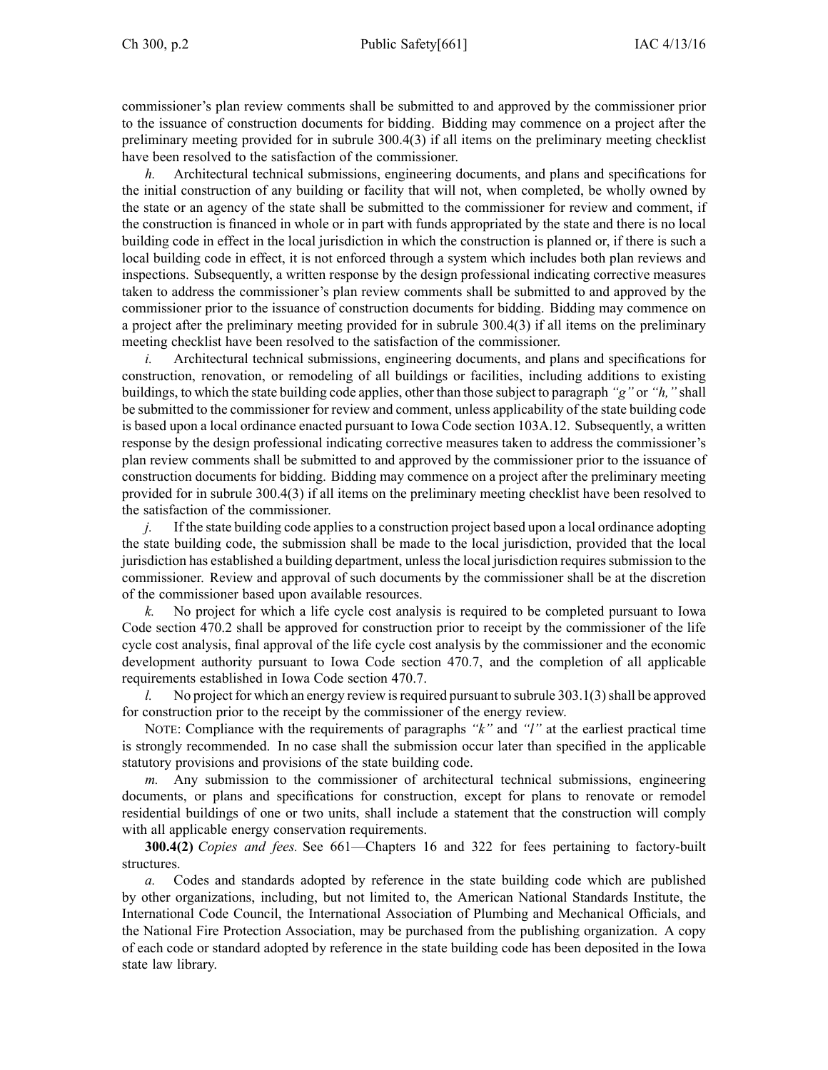commissioner's plan review comments shall be submitted to and approved by the commissioner prior to the issuance of construction documents for bidding. Bidding may commence on a project after the preliminary meeting provided for in subrule 300.4(3) if all items on the preliminary meeting checklist have been resolved to the satisfaction of the commissioner.

*h.* Architectural technical submissions, engineering documents, and plans and specifications for the initial construction of any building or facility that will not, when completed, be wholly owned by the state or an agency of the state shall be submitted to the commissioner for review and comment, if the construction is financed in whole or in part with funds appropriated by the state and there is no local building code in effect in the local jurisdiction in which the construction is planned or, if there is such a local building code in effect, it is not enforced through a system which includes both plan reviews and inspections. Subsequently, a written response by the design professional indicating corrective measures taken to address the commissioner's plan review comments shall be submitted to and approved by the commissioner prior to the issuance of construction documents for bidding. Bidding may commence on a project after the preliminary meeting provided for in subrule 300.4(3) if all items on the preliminary meeting checklist have been resolved to the satisfaction of the commissioner.

*i.* Architectural technical submissions, engineering documents, and plans and specifications for construction, renovation, or remodeling of all buildings or facilities, including additions to existing buildings, to which the state building code applies, other than those subject to paragraph *"g"* or *"h,"* shall be submitted to the commissioner for review and comment, unless applicability of the state building code is based upon a local ordinance enacted pursuant to Iowa Code section 103A.12. Subsequently, a written response by the design professional indicating corrective measures taken to address the commissioner's plan review comments shall be submitted to and approved by the commissioner prior to the issuance of construction documents for bidding. Bidding may commence on a project after the preliminary meeting provided for in subrule 300.4(3) if all items on the preliminary meeting checklist have been resolved to the satisfaction of the commissioner.

*j.* If the state building code applies to a construction project based upon a local ordinance adopting the state building code, the submission shall be made to the local jurisdiction, provided that the local jurisdiction has established a building department, unless the local jurisdiction requires submission to the commissioner. Review and approval of such documents by the commissioner shall be at the discretion of the commissioner based upon available resources.

*k.* No project for which a life cycle cost analysis is required to be completed pursuant to Iowa Code section 470.2 shall be approved for construction prior to receipt by the commissioner of the life cycle cost analysis, final approval of the life cycle cost analysis by the commissioner and the economic development authority pursuant to Iowa Code section 470.7, and the completion of all applicable requirements established in Iowa Code section 470.7.

*l.* No project for which an energy review is required pursuant to subrule 303.1(3) shall be approved for construction prior to the receipt by the commissioner of the energy review.

NOTE: Compliance with the requirements of paragraphs *"k"* and *"l"* at the earliest practical time is strongly recommended. In no case shall the submission occur later than specified in the applicable statutory provisions and provisions of the state building code.

*m.* Any submission to the commissioner of architectural technical submissions, engineering documents, or plans and specifications for construction, except for plans to renovate or remodel residential buildings of one or two units, shall include a statement that the construction will comply with all applicable energy conservation requirements.

**300.4(2)** *Copies and fees.* See 661—Chapters 16 and 322 for fees pertaining to factory-built structures.

*a.* Codes and standards adopted by reference in the state building code which are published by other organizations, including, but not limited to, the American National Standards Institute, the International Code Council, the International Association of Plumbing and Mechanical Officials, and the National Fire Protection Association, may be purchased from the publishing organization. A copy of each code or standard adopted by reference in the state building code has been deposited in the Iowa state law library.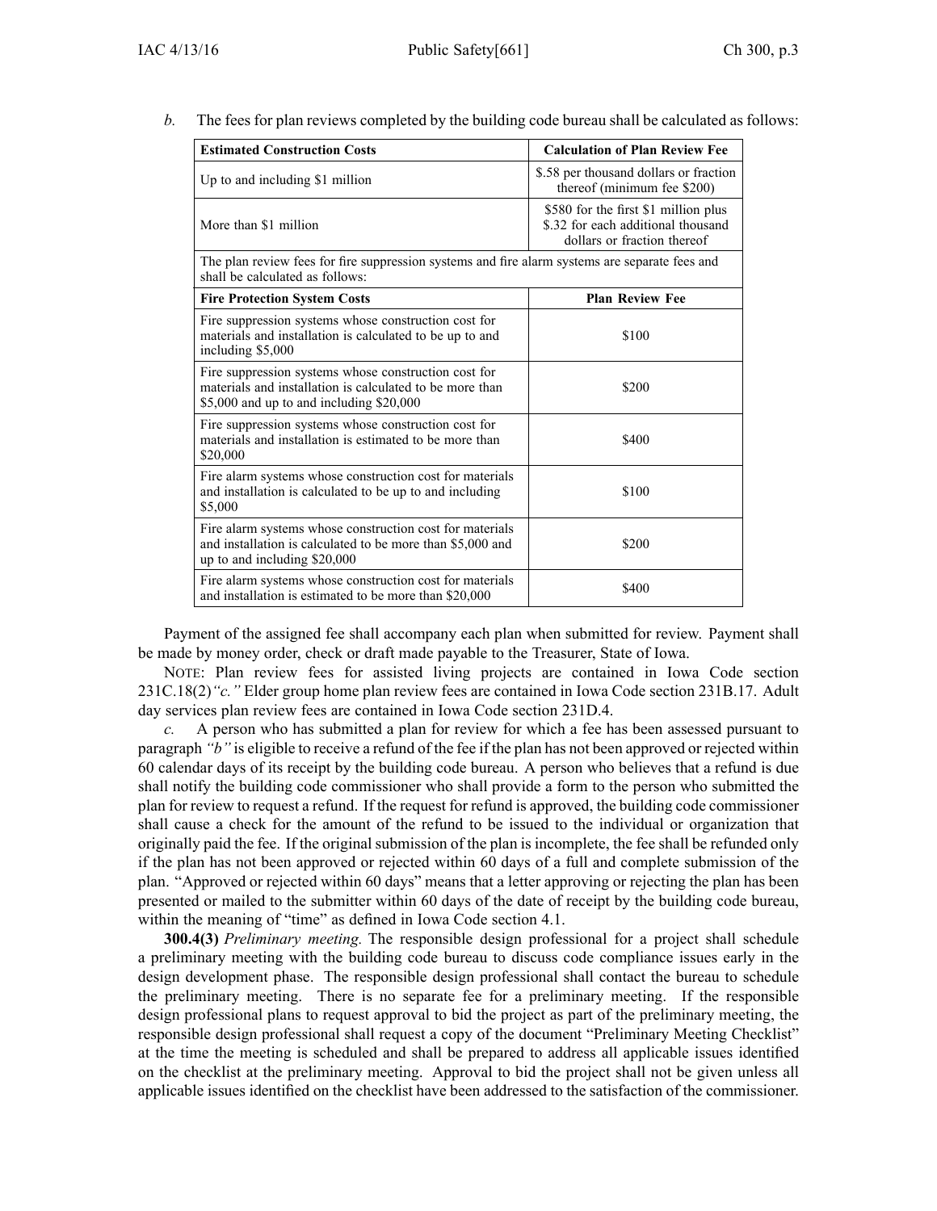*b.* The fees for plan reviews completed by the building code bureau shall be calculated as follows:

| **Estimated Construction Costs** | **Calculation of Plan Review Fee** |
|---|---|
| Up to and including $1 million | $.58 per thousand dollars or fraction thereof (minimum fee $200) |
| More than $1 million | $580 for the first $1 million plus $.32 for each additional thousand dollars or fraction thereof |
| The plan review fees for fire suppression systems and fire alarm systems are separate fees and shall be calculated as follows: | |
| **Fire Protection System Costs** | **Plan Review Fee** |
| Fire suppression systems whose construction cost for materials and installation is calculated to be up to and including $5,000 | $100 |
| Fire suppression systems whose construction cost for materials and installation is calculated to be more than $5,000 and up to and including $20,000 | $200 |
| Fire suppression systems whose construction cost for materials and installation is estimated to be more than $20,000 | $400 |
| Fire alarm systems whose construction cost for materials and installation is calculated to be up to and including $5,000 | $100 |
| Fire alarm systems whose construction cost for materials and installation is calculated to be more than $5,000 and up to and including $20,000 | $200 |
| Fire alarm systems whose construction cost for materials and installation is estimated to be more than $20,000 | $400 |

Payment of the assigned fee shall accompany each plan when submitted for review. Payment shall be made by money order, check or draft made payable to the Treasurer, State of Iowa.

NOTE: Plan review fees for assisted living projects are contained in Iowa Code section 231C.18(2)*"c."* Elder group home plan review fees are contained in Iowa Code section 231B.17. Adult day services plan review fees are contained in Iowa Code section 231D.4.

*c.* A person who has submitted a plan for review for which a fee has been assessed pursuant to paragraph *"b"* is eligible to receive a refund of the fee if the plan has not been approved or rejected within 60 calendar days of its receipt by the building code bureau. A person who believes that a refund is due shall notify the building code commissioner who shall provide a form to the person who submitted the plan for review to request a refund. If the request for refund is approved, the building code commissioner shall cause a check for the amount of the refund to be issued to the individual or organization that originally paid the fee. If the original submission of the plan is incomplete, the fee shall be refunded only if the plan has not been approved or rejected within 60 days of a full and complete submission of the plan. "Approved or rejected within 60 days" means that a letter approving or rejecting the plan has been presented or mailed to the submitter within 60 days of the date of receipt by the building code bureau, within the meaning of "time" as defined in Iowa Code section 4.1.

**300.4(3)** *Preliminary meeting.* The responsible design professional for a project shall schedule a preliminary meeting with the building code bureau to discuss code compliance issues early in the design development phase. The responsible design professional shall contact the bureau to schedule the preliminary meeting. There is no separate fee for a preliminary meeting. If the responsible design professional plans to request approval to bid the project as part of the preliminary meeting, the responsible design professional shall request a copy of the document "Preliminary Meeting Checklist" at the time the meeting is scheduled and shall be prepared to address all applicable issues identified on the checklist at the preliminary meeting. Approval to bid the project shall not be given unless all applicable issues identified on the checklist have been addressed to the satisfaction of the commissioner.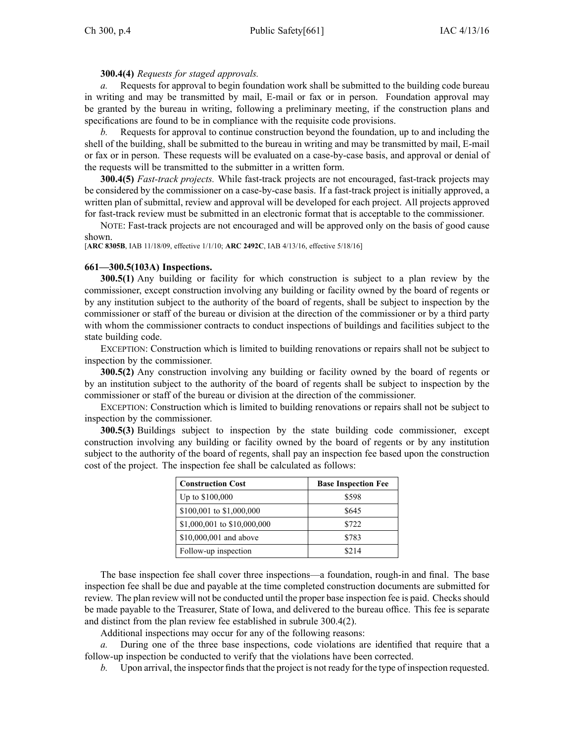**300.4(4)** *Requests for staged approvals.*

*a.* Requests for approval to begin foundation work shall be submitted to the building code bureau in writing and may be transmitted by mail, E-mail or fax or in person. Foundation approval may be granted by the bureau in writing, following a preliminary meeting, if the construction plans and specifications are found to be in compliance with the requisite code provisions.

*b.* Requests for approval to continue construction beyond the foundation, up to and including the shell of the building, shall be submitted to the bureau in writing and may be transmitted by mail, E-mail or fax or in person. These requests will be evaluated on a case-by-case basis, and approval or denial of the requests will be transmitted to the submitter in a written form.

**300.4(5)** *Fast-track projects.* While fast-track projects are not encouraged, fast-track projects may be considered by the commissioner on a case-by-case basis. If a fast-track project is initially approved, a written plan of submittal, review and approval will be developed for each project. All projects approved for fast-track review must be submitted in an electronic format that is acceptable to the commissioner.

NOTE: Fast-track projects are not encouraged and will be approved only on the basis of good cause shown.

[**ARC 8305B**, IAB 11/18/09, effective 1/1/10; **ARC 2492C**, IAB 4/13/16, effective 5/18/16]

**661—300.5(103A) Inspections.**

**300.5(1)** Any building or facility for which construction is subject to a plan review by the commissioner, except construction involving any building or facility owned by the board of regents or by any institution subject to the authority of the board of regents, shall be subject to inspection by the commissioner or staff of the bureau or division at the direction of the commissioner or by a third party with whom the commissioner contracts to conduct inspections of buildings and facilities subject to the state building code.

EXCEPTION: Construction which is limited to building renovations or repairs shall not be subject to inspection by the commissioner.

**300.5(2)** Any construction involving any building or facility owned by the board of regents or by an institution subject to the authority of the board of regents shall be subject to inspection by the commissioner or staff of the bureau or division at the direction of the commissioner.

EXCEPTION: Construction which is limited to building renovations or repairs shall not be subject to inspection by the commissioner.

**300.5(3)** Buildings subject to inspection by the state building code commissioner, except construction involving any building or facility owned by the board of regents or by any institution subject to the authority of the board of regents, shall pay an inspection fee based upon the construction cost of the project. The inspection fee shall be calculated as follows:

| Construction Cost | Base Inspection Fee |
|---|---|
| Up to $100,000 | $598 |
| $100,001 to $1,000,000 | $645 |
| $1,000,001 to $10,000,000 | $722 |
| $10,000,001 and above | $783 |
| Follow-up inspection | $214 |

The base inspection fee shall cover three inspections—a foundation, rough-in and final. The base inspection fee shall be due and payable at the time completed construction documents are submitted for review. The plan review will not be conducted until the proper base inspection fee is paid. Checks should be made payable to the Treasurer, State of Iowa, and delivered to the bureau office. This fee is separate and distinct from the plan review fee established in subrule 300.4(2).

Additional inspections may occur for any of the following reasons:

*a.* During one of the three base inspections, code violations are identified that require that a follow-up inspection be conducted to verify that the violations have been corrected.

*b.* Upon arrival, the inspector finds that the project is not ready for the type of inspection requested.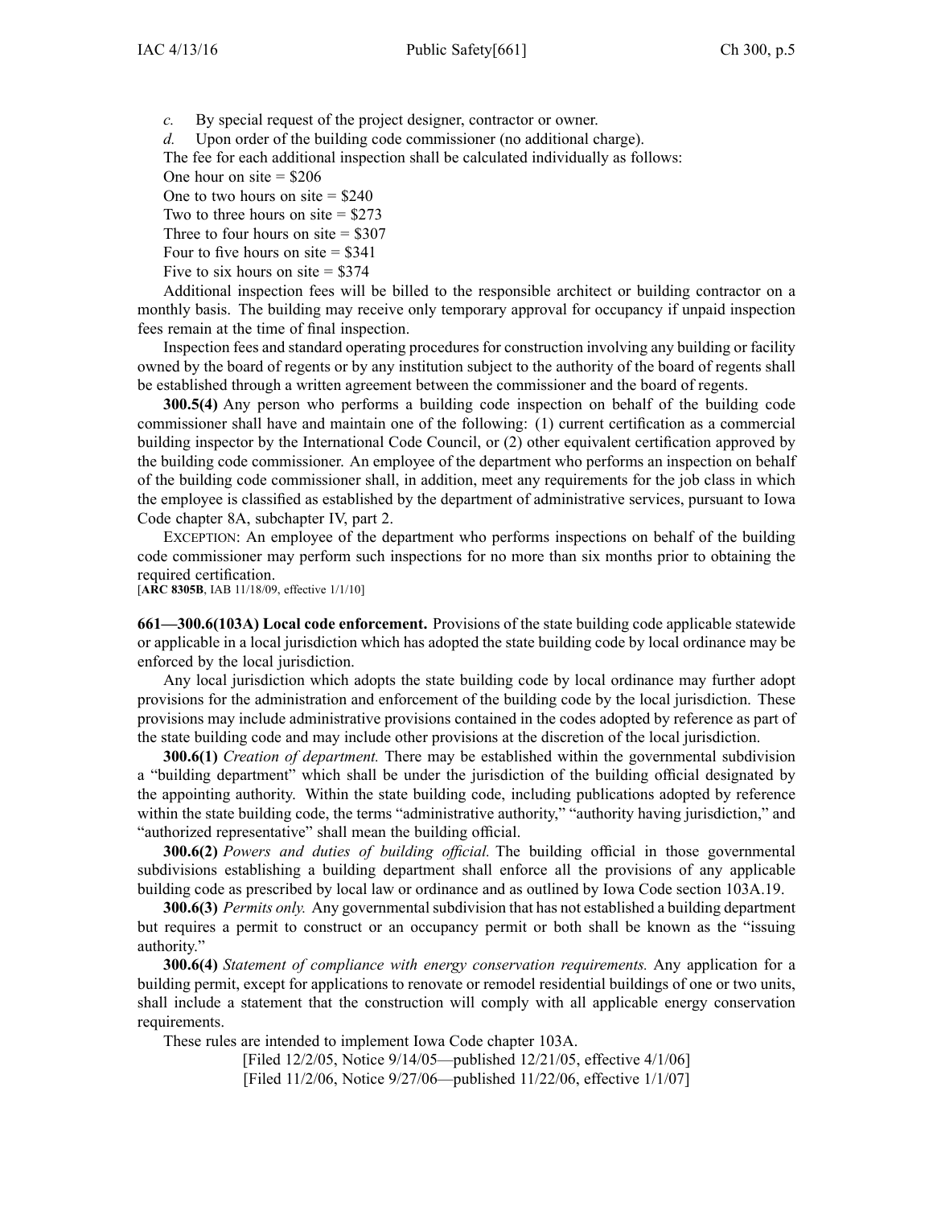*c.* By special request of the project designer, contractor or owner.

*d.* Upon order of the building code commissioner (no additional charge).

The fee for each additional inspection shall be calculated individually as follows:

One hour on site = $206

One to two hours on site = $240

Two to three hours on site = $273

Three to four hours on site = $307

Four to five hours on site = $341

Five to six hours on site = $374

Additional inspection fees will be billed to the responsible architect or building contractor on a monthly basis. The building may receive only temporary approval for occupancy if unpaid inspection fees remain at the time of final inspection.

Inspection fees and standard operating procedures for construction involving any building or facility owned by the board of regents or by any institution subject to the authority of the board of regents shall be established through a written agreement between the commissioner and the board of regents.

**300.5(4)** Any person who performs a building code inspection on behalf of the building code commissioner shall have and maintain one of the following: (1) current certification as a commercial building inspector by the International Code Council, or (2) other equivalent certification approved by the building code commissioner. An employee of the department who performs an inspection on behalf of the building code commissioner shall, in addition, meet any requirements for the job class in which the employee is classified as established by the department of administrative services, pursuant to Iowa Code chapter 8A, subchapter IV, part 2.

EXCEPTION: An employee of the department who performs inspections on behalf of the building code commissioner may perform such inspections for no more than six months prior to obtaining the required certification.

[**ARC 8305B**, IAB 11/18/09, effective 1/1/10]

**661—300.6(103A) Local code enforcement.** Provisions of the state building code applicable statewide or applicable in a local jurisdiction which has adopted the state building code by local ordinance may be enforced by the local jurisdiction.

Any local jurisdiction which adopts the state building code by local ordinance may further adopt provisions for the administration and enforcement of the building code by the local jurisdiction. These provisions may include administrative provisions contained in the codes adopted by reference as part of the state building code and may include other provisions at the discretion of the local jurisdiction.

**300.6(1)** *Creation of department.* There may be established within the governmental subdivision a "building department" which shall be under the jurisdiction of the building official designated by the appointing authority. Within the state building code, including publications adopted by reference within the state building code, the terms "administrative authority," "authority having jurisdiction," and "authorized representative" shall mean the building official.

**300.6(2)** *Powers and duties of building official.* The building official in those governmental subdivisions establishing a building department shall enforce all the provisions of any applicable building code as prescribed by local law or ordinance and as outlined by Iowa Code section 103A.19.

**300.6(3)** *Permits only.* Any governmental subdivision that has not established a building department but requires a permit to construct or an occupancy permit or both shall be known as the "issuing authority."

**300.6(4)** *Statement of compliance with energy conservation requirements.* Any application for a building permit, except for applications to renovate or remodel residential buildings of one or two units, shall include a statement that the construction will comply with all applicable energy conservation requirements.

These rules are intended to implement Iowa Code chapter 103A.

[Filed 12/2/05, Notice 9/14/05—published 12/21/05, effective 4/1/06]

[Filed 11/2/06, Notice 9/27/06—published 11/22/06, effective 1/1/07]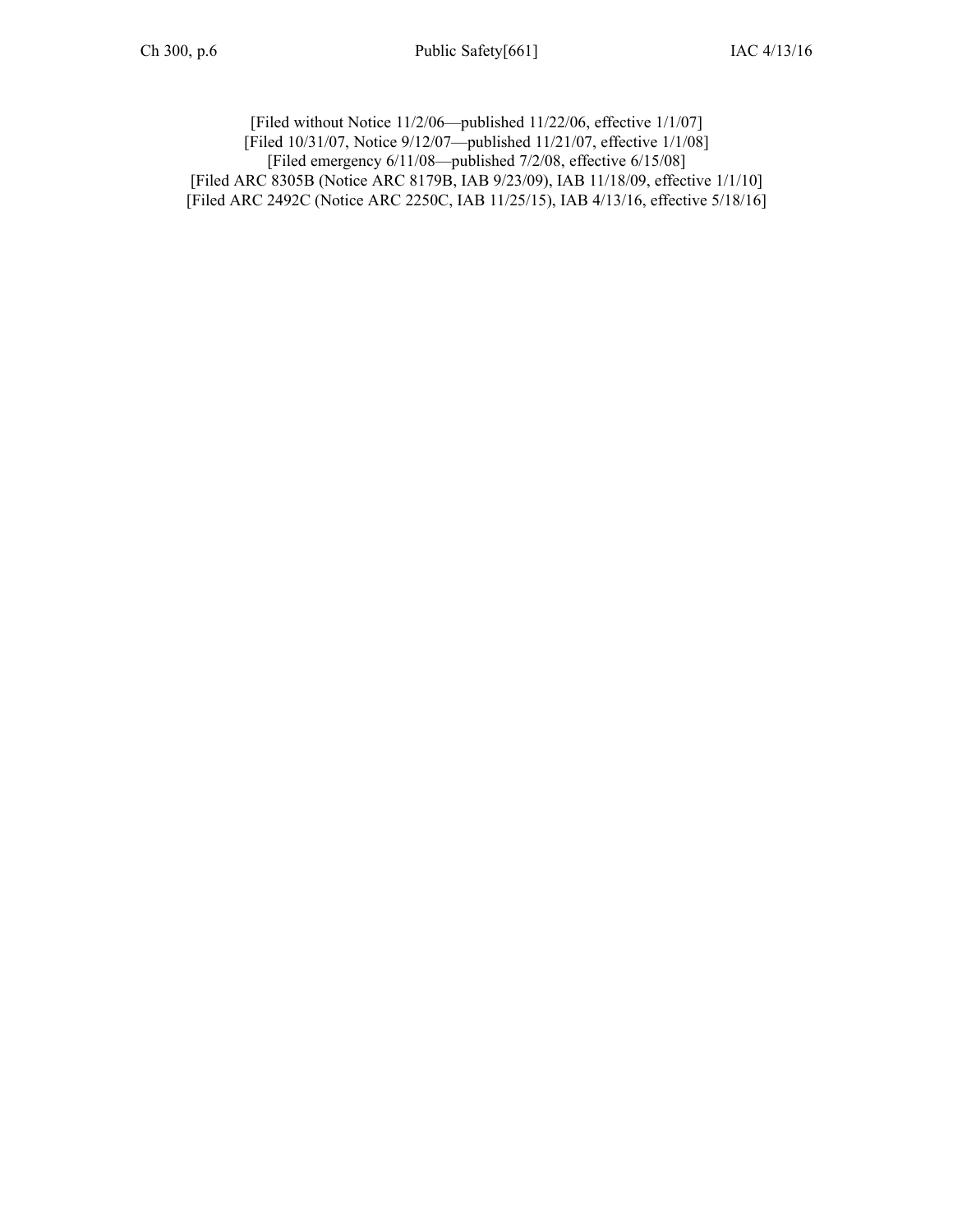[Filed without Notice 11/2/06—published 11/22/06, effective 1/1/07]
[Filed 10/31/07, Notice 9/12/07—published 11/21/07, effective 1/1/08]
[Filed emergency 6/11/08—published 7/2/08, effective 6/15/08]
[Filed ARC 8305B (Notice ARC 8179B, IAB 9/23/09), IAB 11/18/09, effective 1/1/10]
[Filed ARC 2492C (Notice ARC 2250C, IAB 11/25/15), IAB 4/13/16, effective 5/18/16]